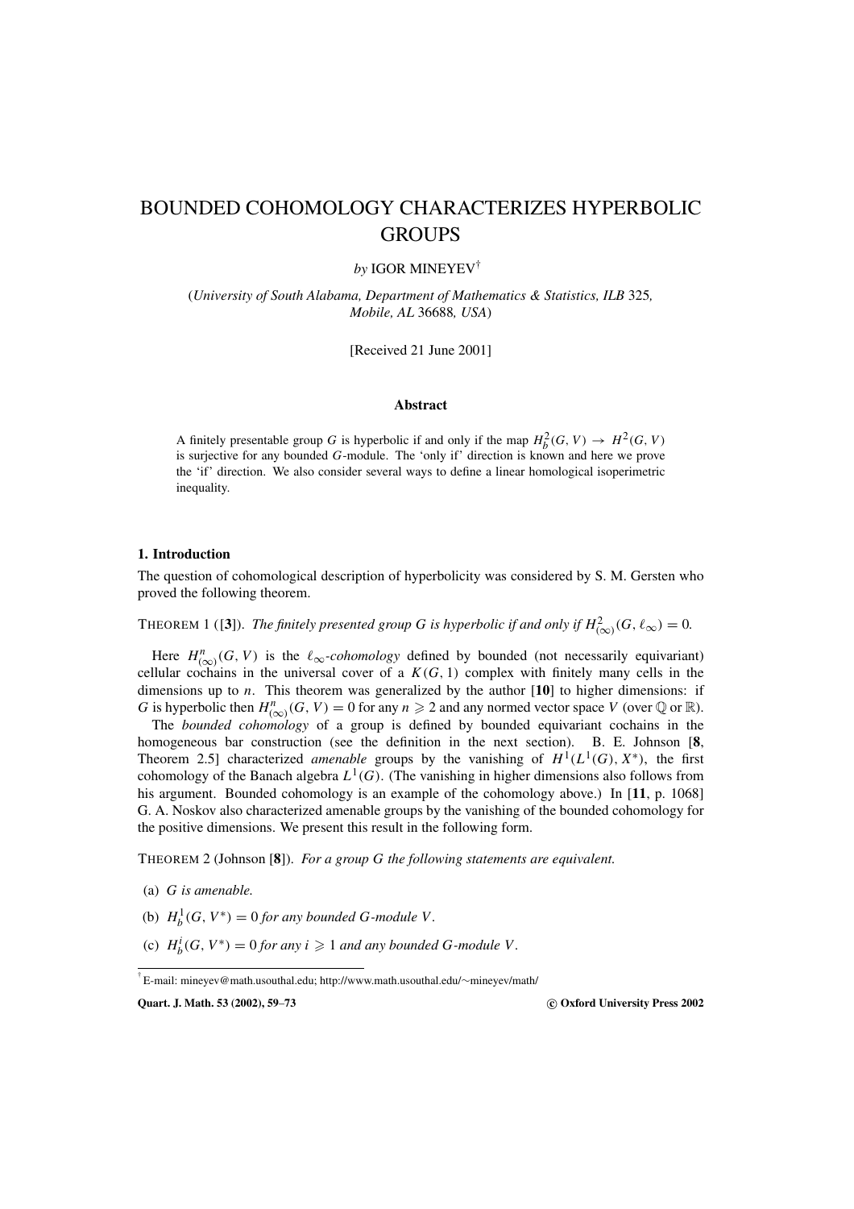# BOUNDED COHOMOLOGY CHARACTERIZES HYPERBOLIC GROUPS

*by* IGOR MINEYEV†

(*University of South Alabama, Department of Mathematics & Statistics, ILB* 325*, Mobile, AL* 36688*, USA*)

[Received 21 June 2001]

### Abstract

A finitely presentable group $G$ is hyperbolic if and only if the map $H^2_b(G, V) \to H^2(G, V)$ is surjective for any bounded $G$-module. The 'only if' direction is known and here we prove the 'if' direction. We also consider several ways to define a linear homological isoperimetric inequality.

## 1. Introduction

The question of cohomological description of hyperbolicity was considered by S. M. Gersten who proved the following theorem.

THEOREM 1 ([**3**]). *The finitely presented group $G$ is hyperbolic if and only if $H^2_{(\infty)}(G, \ell_\infty) = 0$.*

Here $H^n_{(\infty)}(G, V)$ is the *$\ell_\infty$-cohomology* defined by bounded (not necessarily equivariant) cellular cochains in the universal cover of a $K(G, 1)$ complex with finitely many cells in the dimensions up to $n$. This theorem was generalized by the author [**10**] to higher dimensions: if $G$ is hyperbolic then $H^n_{(\infty)}(G, V) = 0$ for any $n \geqslant 2$ and any normed vector space $V$ (over $\mathbb{Q}$ or $\mathbb{R}$).

The *bounded cohomology* of a group is defined by bounded equivariant cochains in the homogeneous bar construction (see the definition in the next section). B. E. Johnson [**8**, Theorem 2.5] characterized *amenable* groups by the vanishing of $H^1(L^1(G), X^*)$, the first cohomology of the Banach algebra $L^1(G)$. (The vanishing in higher dimensions also follows from his argument. Bounded cohomology is an example of the cohomology above.) In [**11**, p. 1068] G. A. Noskov also characterized amenable groups by the vanishing of the bounded cohomology for the positive dimensions. We present this result in the following form.

THEOREM 2 (Johnson [**8**]). *For a group $G$ the following statements are equivalent.*

(a) *$G$ is amenable.*

(b) *$H^1_b(G, V^*) = 0$ for any bounded $G$-module $V$.*

(c) *$H^i_b(G, V^*) = 0$ for any $i \geqslant 1$ and any bounded $G$-module $V$.*

† E-mail: mineyev@math.usouthal.edu; http://www.math.usouthal.edu/~mineyev/math/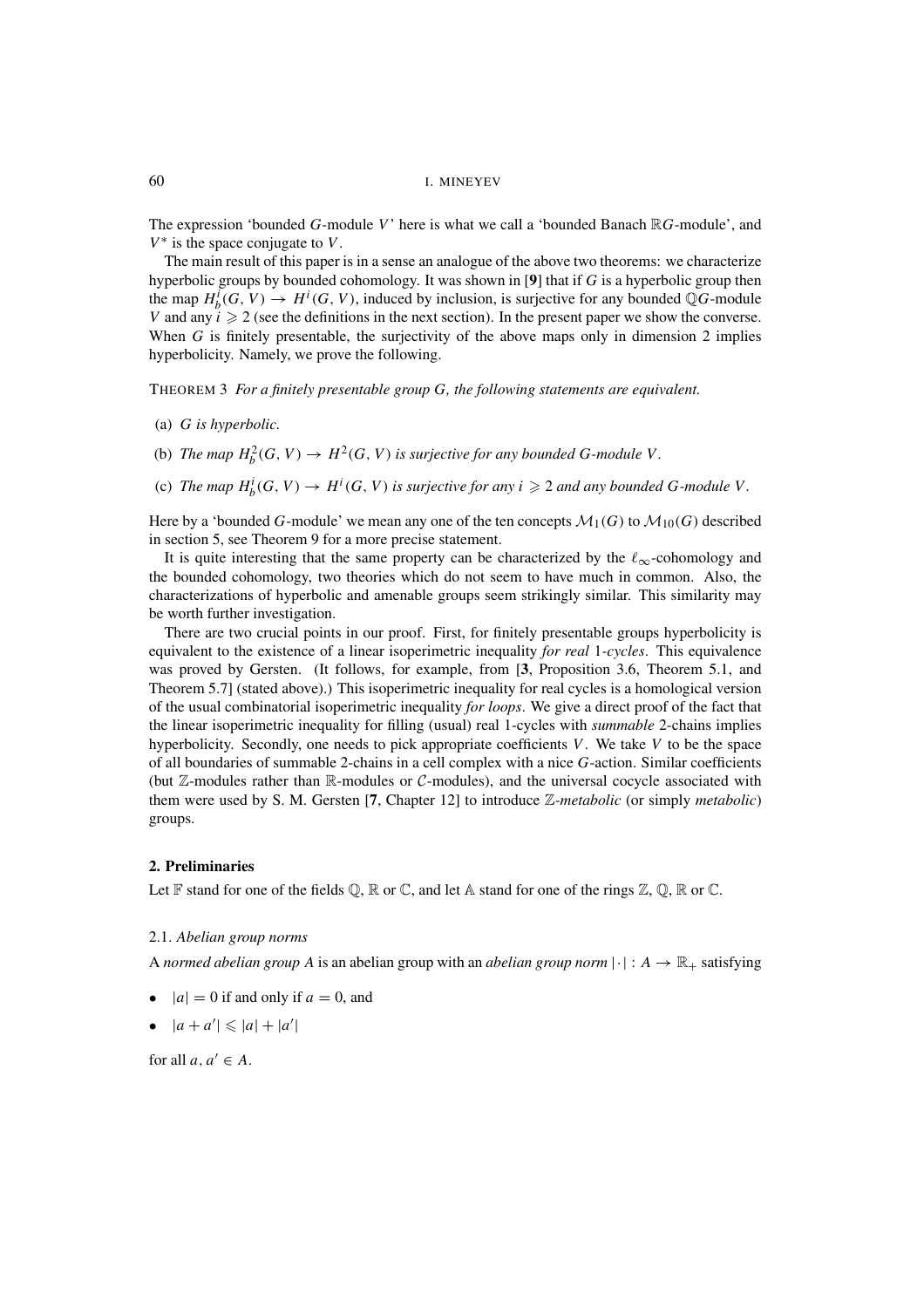The expression 'bounded $G$-module $V$' here is what we call a 'bounded Banach $\mathbb{R}G$-module', and $V^*$ is the space conjugate to $V$.

The main result of this paper is in a sense an analogue of the above two theorems: we characterize hyperbolic groups by bounded cohomology. It was shown in [**9**] that if $G$ is a hyperbolic group then the map $H^i_b(G, V) \to H^i(G, V)$, induced by inclusion, is surjective for any bounded $\mathbb{Q}G$-module $V$ and any $i \geqslant 2$ (see the definitions in the next section). In the present paper we show the converse. When $G$ is finitely presentable, the surjectivity of the above maps only in dimension 2 implies hyperbolicity. Namely, we prove the following.

THEOREM 3 *For a finitely presentable group $G$, the following statements are equivalent.*

(a) *$G$ is hyperbolic.*

(b) *The map $H^2_b(G, V) \to H^2(G, V)$ is surjective for any bounded $G$-module $V$.*

(c) *The map $H^i_b(G, V) \to H^i(G, V)$ is surjective for any $i \geqslant 2$ and any bounded $G$-module $V$.*

Here by a 'bounded $G$-module' we mean any one of the ten concepts $\mathcal{M}_1(G)$ to $\mathcal{M}_{10}(G)$ described in section 5, see Theorem 9 for a more precise statement.

It is quite interesting that the same property can be characterized by the $\ell_\infty$-cohomology and the bounded cohomology, two theories which do not seem to have much in common. Also, the characterizations of hyperbolic and amenable groups seem strikingly similar. This similarity may be worth further investigation.

There are two crucial points in our proof. First, for finitely presentable groups hyperbolicity is equivalent to the existence of a linear isoperimetric inequality *for real* 1*-cycles*. This equivalence was proved by Gersten. (It follows, for example, from [**3**, Proposition 3.6, Theorem 5.1, and Theorem 5.7] (stated above).) This isoperimetric inequality for real cycles is a homological version of the usual combinatorial isoperimetric inequality *for loops*. We give a direct proof of the fact that the linear isoperimetric inequality for filling (usual) real 1-cycles with *summable* 2-chains implies hyperbolicity. Secondly, one needs to pick appropriate coefficients $V$. We take $V$ to be the space of all boundaries of summable 2-chains in a cell complex with a nice $G$-action. Similar coefficients (but $\mathbb{Z}$-modules rather than $\mathbb{R}$-modules or $\mathcal{C}$-modules), and the universal cocycle associated with them were used by S. M. Gersten [**7**, Chapter 12] to introduce *$\mathbb{Z}$-metabolic* (or simply *metabolic*) groups.

## 2. Preliminaries

Let $\mathbb{F}$ stand for one of the fields $\mathbb{Q}$, $\mathbb{R}$ or $\mathbb{C}$, and let $\mathbb{A}$ stand for one of the rings $\mathbb{Z}$, $\mathbb{Q}$, $\mathbb{R}$ or $\mathbb{C}$.

### 2.1. *Abelian group norms*

A *normed abelian group* $A$ is an abelian group with an *abelian group norm* $|\cdot| : A \to \mathbb{R}_+$ satisfying

- $|a| = 0$ if and only if $a = 0$, and
- $|a + a'| \leqslant |a| + |a'|$

for all $a, a' \in A$.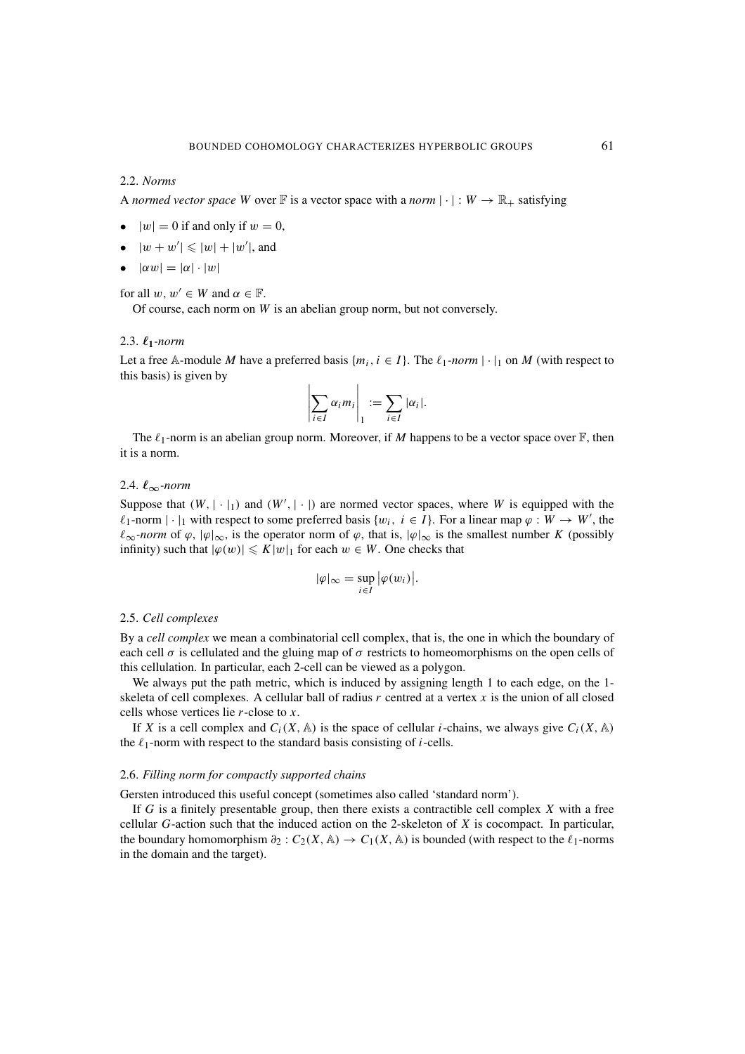### 2.2. *Norms*

A *normed vector space* $W$ over $\mathbb{F}$ is a vector space with a *norm* $|\cdot| : W \to \mathbb{R}_+$ satisfying

- $|w| = 0$ if and only if $w = 0$,
- $|w + w'| \leqslant |w| + |w'|$, and
- $|\alpha w| = |\alpha| \cdot |w|$

for all $w, w' \in W$ and $\alpha \in \mathbb{F}$.

Of course, each norm on $W$ is an abelian group norm, but not conversely.

### 2.3. $\ell_1$-*norm*

Let a free $\mathbb{A}$-module $M$ have a preferred basis $\{m_i, i \in I\}$. The $\ell_1$-*norm* $|\cdot|_1$ on $M$ (with respect to this basis) is given by

$$\left| \sum_{i \in I} \alpha_i m_i \right|_1 := \sum_{i \in I} |\alpha_i|.$$

The $\ell_1$-norm is an abelian group norm. Moreover, if $M$ happens to be a vector space over $\mathbb{F}$, then it is a norm.

### 2.4. $\ell_\infty$-*norm*

Suppose that $(W, |\cdot|_1)$ and $(W', |\cdot|)$ are normed vector spaces, where $W$ is equipped with the $\ell_1$-norm $|\cdot|_1$ with respect to some preferred basis $\{w_i,\ i \in I\}$. For a linear map $\varphi : W \to W'$, the $\ell_\infty$-*norm* of $\varphi$, $|\varphi|_\infty$, is the operator norm of $\varphi$, that is, $|\varphi|_\infty$ is the smallest number $K$ (possibly infinity) such that $|\varphi(w)| \leqslant K|w|_1$ for each $w \in W$. One checks that

$$|\varphi|_\infty = \sup_{i \in I} \left|\varphi(w_i)\right|.$$

### 2.5. *Cell complexes*

By a *cell complex* we mean a combinatorial cell complex, that is, the one in which the boundary of each cell $\sigma$ is cellulated and the gluing map of $\sigma$ restricts to homeomorphisms on the open cells of this cellulation. In particular, each 2-cell can be viewed as a polygon.

We always put the path metric, which is induced by assigning length 1 to each edge, on the 1-skeleta of cell complexes. A cellular ball of radius $r$ centred at a vertex $x$ is the union of all closed cells whose vertices lie $r$-close to $x$.

If $X$ is a cell complex and $C_i(X, \mathbb{A})$ is the space of cellular $i$-chains, we always give $C_i(X, \mathbb{A})$ the $\ell_1$-norm with respect to the standard basis consisting of $i$-cells.

### 2.6. *Filling norm for compactly supported chains*

Gersten introduced this useful concept (sometimes also called 'standard norm').

If $G$ is a finitely presentable group, then there exists a contractible cell complex $X$ with a free cellular $G$-action such that the induced action on the 2-skeleton of $X$ is cocompact. In particular, the boundary homomorphism $\partial_2 : C_2(X, \mathbb{A}) \to C_1(X, \mathbb{A})$ is bounded (with respect to the $\ell_1$-norms in the domain and the target).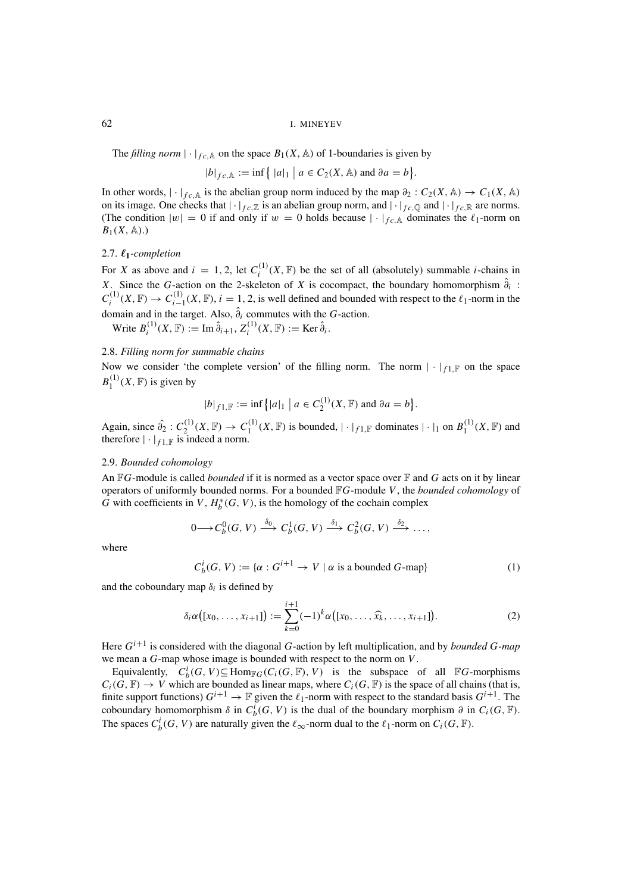The *filling norm* $|\cdot|_{fc,\mathbb{A}}$ on the space $B_1(X,\mathbb{A})$ of 1-boundaries is given by

$$|b|_{fc,\mathbb{A}} := \inf\big\{ |a|_1 \;\big|\; a \in C_2(X,\mathbb{A}) \text{ and } \partial a = b\big\}.$$

In other words, $|\cdot|_{fc,\mathbb{A}}$ is the abelian group norm induced by the map $\partial_2 : C_2(X,\mathbb{A}) \to C_1(X,\mathbb{A})$ on its image. One checks that $|\cdot|_{fc,\mathbb{Z}}$ is an abelian group norm, and $|\cdot|_{fc,\mathbb{Q}}$ and $|\cdot|_{fc,\mathbb{R}}$ are norms. (The condition $|w| = 0$ if and only if $w = 0$ holds because $|\cdot|_{fc,\mathbb{A}}$ dominates the $\ell_1$-norm on $B_1(X,\mathbb{A})$.)

### 2.7. $\ell_1$-*completion*

For $X$ as above and $i = 1, 2$, let $C_i^{(1)}(X,\mathbb{F})$ be the set of all (absolutely) summable $i$-chains in $X$. Since the $G$-action on the 2-skeleton of $X$ is cocompact, the boundary homomorphism $\hat{\partial}_i : C_i^{(1)}(X,\mathbb{F}) \to C_{i-1}^{(1)}(X,\mathbb{F})$, $i = 1, 2$, is well defined and bounded with respect to the $\ell_1$-norm in the domain and in the target. Also, $\hat{\partial}_i$ commutes with the $G$-action.

Write $B_i^{(1)}(X,\mathbb{F}) := \operatorname{Im} \hat{\partial}_{i+1}$, $Z_i^{(1)}(X,\mathbb{F}) := \operatorname{Ker} \hat{\partial}_i$.

### 2.8. *Filling norm for summable chains*

Now we consider 'the complete version' of the filling norm. The norm $|\cdot|_{f1,\mathbb{F}}$ on the space $B_1^{(1)}(X,\mathbb{F})$ is given by

$$|b|_{f1,\mathbb{F}} := \inf\big\{|a|_1 \;\big|\; a \in C_2^{(1)}(X,\mathbb{F}) \text{ and } \partial a = b\big\}.$$

Again, since $\hat{\partial}_2 : C_2^{(1)}(X,\mathbb{F}) \to C_1^{(1)}(X,\mathbb{F})$ is bounded, $|\cdot|_{f1,\mathbb{F}}$ dominates $|\cdot|_1$ on $B_1^{(1)}(X,\mathbb{F})$ and therefore $|\cdot|_{f1,\mathbb{F}}$ is indeed a norm.

### 2.9. *Bounded cohomology*

An $\mathbb{F}G$-module is called *bounded* if it is normed as a vector space over $\mathbb{F}$ and $G$ acts on it by linear operators of uniformly bounded norms. For a bounded $\mathbb{F}G$-module $V$, the *bounded cohomology* of $G$ with coefficients in $V$, $H_b^*(G,V)$, is the homology of the cochain complex

$$0 \longrightarrow C_b^0(G,V) \xrightarrow{\delta_0} C_b^1(G,V) \xrightarrow{\delta_1} C_b^2(G,V) \xrightarrow{\delta_2} \dots,$$

where

$$C_b^i(G,V) := \{\alpha : G^{i+1} \to V \mid \alpha \text{ is a bounded } G\text{-map}\} \tag{1}$$

and the coboundary map $\delta_i$ is defined by

$$\delta_i\alpha\big([x_0,\dots,x_{i+1}]\big) := \sum_{k=0}^{i+1} (-1)^k \alpha\big([x_0,\dots,\widehat{x_k},\dots,x_{i+1}]\big). \tag{2}$$

Here $G^{i+1}$ is considered with the diagonal $G$-action by left multiplication, and by *bounded $G$-map* we mean a $G$-map whose image is bounded with respect to the norm on $V$.

Equivalently, $C_b^i(G,V) \subseteq \operatorname{Hom}_{\mathbb{F}G}(C_i(G,\mathbb{F}),V)$ is the subspace of all $\mathbb{F}G$-morphisms $C_i(G,\mathbb{F}) \to V$ which are bounded as linear maps, where $C_i(G,\mathbb{F})$ is the space of all chains (that is, finite support functions) $G^{i+1} \to \mathbb{F}$ given the $\ell_1$-norm with respect to the standard basis $G^{i+1}$. The coboundary homomorphism $\delta$ in $C_b^i(G,V)$ is the dual of the boundary morphism $\partial$ in $C_i(G,\mathbb{F})$. The spaces $C_b^i(G,V)$ are naturally given the $\ell_\infty$-norm dual to the $\ell_1$-norm on $C_i(G,\mathbb{F})$.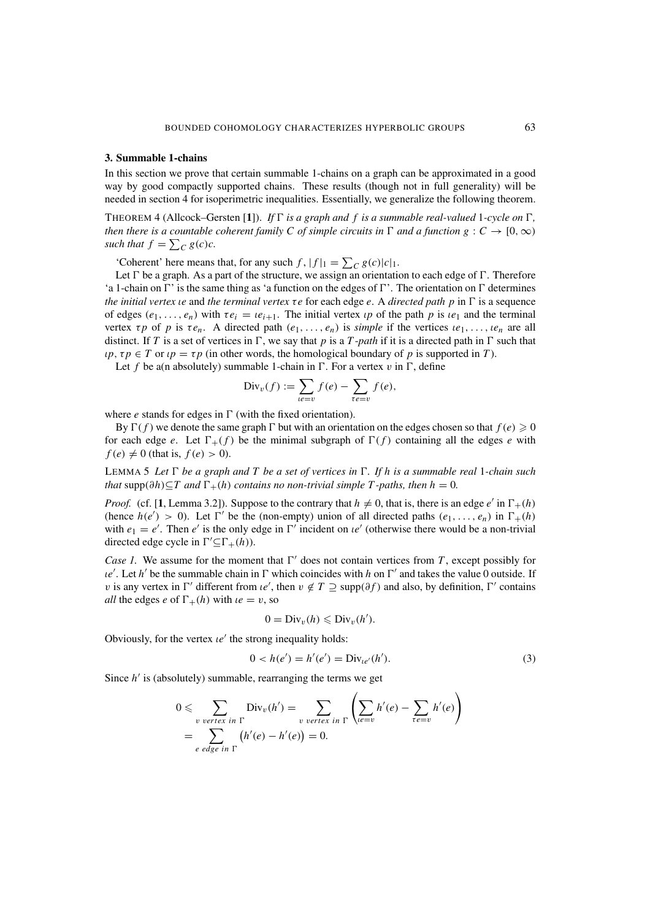## 3. Summable 1-chains

In this section we prove that certain summable 1-chains on a graph can be approximated in a good way by good compactly supported chains. These results (though not in full generality) will be needed in section 4 for isoperimetric inequalities. Essentially, we generalize the following theorem.

THEOREM 4 (Allcock–Gersten [**1**]). *If $\Gamma$ is a graph and $f$ is a summable real-valued 1-cycle on $\Gamma$, then there is a countable coherent family $C$ of simple circuits in $\Gamma$ and a function $g : C \to [0, \infty)$ such that $f = \sum_C g(c)c$.*

'Coherent' here means that, for any such $f$, $|f|_1 = \sum_C g(c)|c|_1$.

Let $\Gamma$ be a graph. As a part of the structure, we assign an orientation to each edge of $\Gamma$. Therefore 'a 1-chain on $\Gamma$' is the same thing as 'a function on the edges of $\Gamma$'. The orientation on $\Gamma$ determines *the initial vertex* $\iota e$ and *the terminal vertex* $\tau e$ for each edge $e$. A *directed path* $p$ in $\Gamma$ is a sequence of edges $(e_1, \dots, e_n)$ with $\tau e_i = \iota e_{i+1}$. The initial vertex $\iota p$ of the path $p$ is $\iota e_1$ and the terminal vertex $\tau p$ of $p$ is $\tau e_n$. A directed path $(e_1, \dots, e_n)$ is *simple* if the vertices $\iota e_1, \dots, \iota e_n$ are all distinct. If $T$ is a set of vertices in $\Gamma$, we say that $p$ is a *$T$-path* if it is a directed path in $\Gamma$ such that $\iota p, \tau p \in T$ or $\iota p = \tau p$ (in other words, the homological boundary of $p$ is supported in $T$).

Let $f$ be a(n absolutely) summable 1-chain in $\Gamma$. For a vertex $v$ in $\Gamma$, define

$$\mathrm{Div}_v(f) := \sum_{\iota e = v} f(e) - \sum_{\tau e = v} f(e),$$

where $e$ stands for edges in $\Gamma$ (with the fixed orientation).

By $\Gamma(f)$ we denote the same graph $\Gamma$ but with an orientation on the edges chosen so that $f(e) \geqslant 0$ for each edge $e$. Let $\Gamma_+(f)$ be the minimal subgraph of $\Gamma(f)$ containing all the edges $e$ with $f(e) \neq 0$ (that is, $f(e) > 0$).

LEMMA 5 *Let $\Gamma$ be a graph and $T$ be a set of vertices in $\Gamma$. If $h$ is a summable real 1-chain such that $\mathrm{supp}(\partial h) \subseteq T$ and $\Gamma_+(h)$ contains no non-trivial simple $T$-paths, then $h = 0$.*

*Proof.* (cf. [**1**, Lemma 3.2]). Suppose to the contrary that $h \neq 0$, that is, there is an edge $e'$ in $\Gamma_+(h)$ (hence $h(e') > 0$). Let $\Gamma'$ be the (non-empty) union of all directed paths $(e_1, \dots, e_n)$ in $\Gamma_+(h)$ with $e_1 = e'$. Then $e'$ is the only edge in $\Gamma'$ incident on $\iota e'$ (otherwise there would be a non-trivial directed edge cycle in $\Gamma' \subseteq \Gamma_+(h)$).

*Case 1.* We assume for the moment that $\Gamma'$ does not contain vertices from $T$, except possibly for $\iota e'$. Let $h'$ be the summable chain in $\Gamma$ which coincides with $h$ on $\Gamma'$ and takes the value 0 outside. If $v$ is any vertex in $\Gamma'$ different from $\iota e'$, then $v \notin T \supseteq \mathrm{supp}(\partial f)$ and also, by definition, $\Gamma'$ contains *all* the edges $e$ of $\Gamma_+(h)$ with $\iota e = v$, so

$$0 = \mathrm{Div}_v(h) \leqslant \mathrm{Div}_v(h').$$

Obviously, for the vertex $\iota e'$ the strong inequality holds:

$$0 < h(e') = h'(e') = \mathrm{Div}_{\iota e'}(h'). \tag{3}$$

Since $h'$ is (absolutely) summable, rearranging the terms we get

$$\begin{aligned} 0 \leqslant \sum_{v \textit{ vertex in } \Gamma} \mathrm{Div}_v(h') &= \sum_{v \textit{ vertex in } \Gamma} \left( \sum_{\iota e = v} h'(e) - \sum_{\tau e = v} h'(e) \right) \\ &= \sum_{e \textit{ edge in } \Gamma} \left( h'(e) - h'(e) \right) = 0. \end{aligned}$$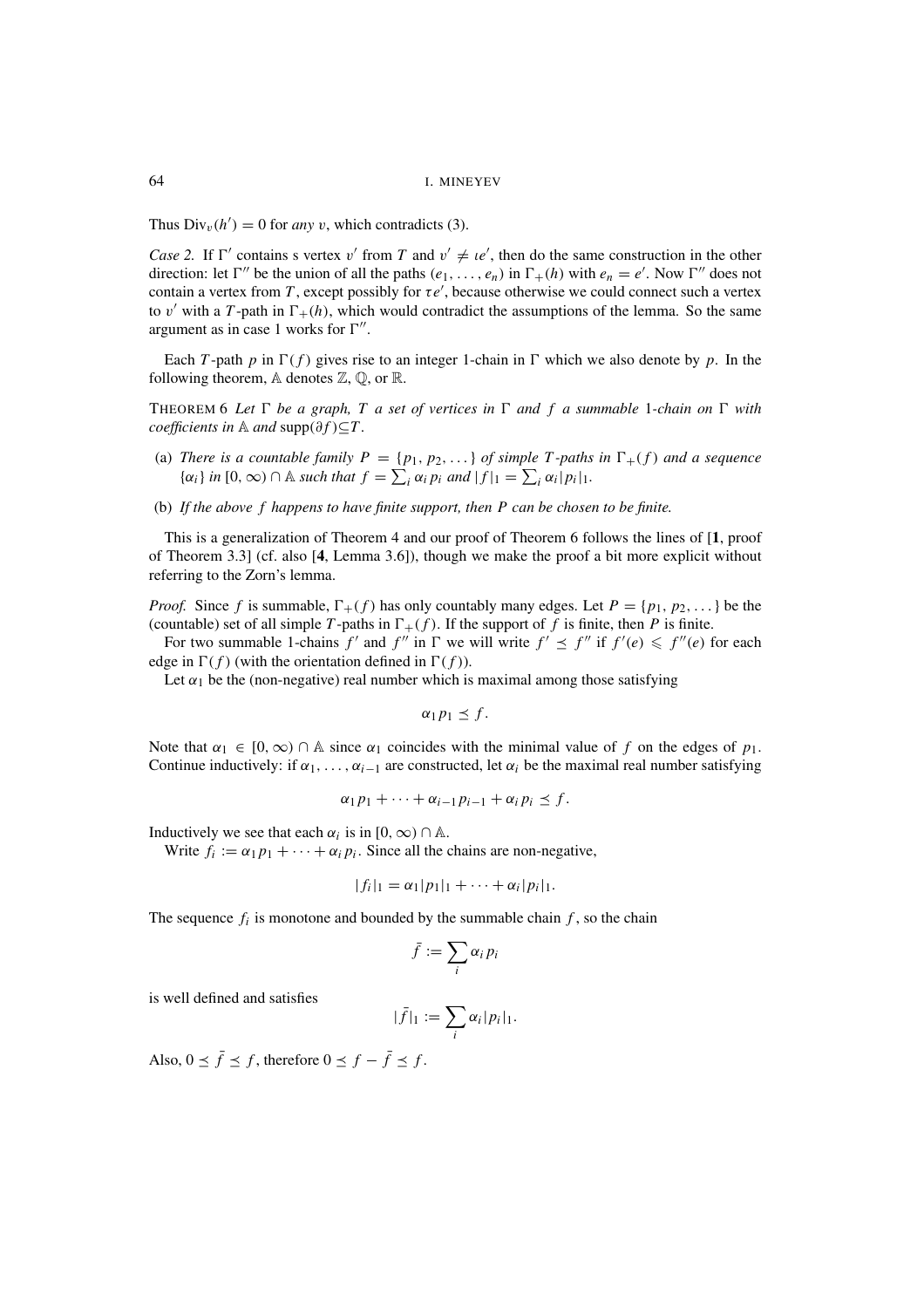Thus $\mathrm{Div}_v(h') = 0$ for *any* $v$, which contradicts (3).

*Case 2.* If $\Gamma'$ contains s vertex $v'$ from $T$ and $v' \neq \iota e'$, then do the same construction in the other direction: let $\Gamma''$ be the union of all the paths $(e_1, \ldots, e_n)$ in $\Gamma_+(h)$ with $e_n = e'$. Now $\Gamma''$ does not contain a vertex from $T$, except possibly for $\tau e'$, because otherwise we could connect such a vertex to $v'$ with a $T$-path in $\Gamma_+(h)$, which would contradict the assumptions of the lemma. So the same argument as in case 1 works for $\Gamma''$.

Each $T$-path $p$ in $\Gamma(f)$ gives rise to an integer 1-chain in $\Gamma$ which we also denote by $p$. In the following theorem, $\mathbb{A}$ denotes $\mathbb{Z}$, $\mathbb{Q}$, or $\mathbb{R}$.

THEOREM 6 *Let $\Gamma$ be a graph, $T$ a set of vertices in $\Gamma$ and $f$ a summable 1-chain on $\Gamma$ with coefficients in $\mathbb{A}$ and $\mathrm{supp}(\partial f) \subseteq T$.*

- (a) *There is a countable family $P = \{p_1, p_2, \ldots\}$ of simple $T$-paths in $\Gamma_+(f)$ and a sequence $\{\alpha_i\}$ in $[0, \infty) \cap \mathbb{A}$ such that $f = \sum_i \alpha_i p_i$ and $|f|_1 = \sum_i \alpha_i |p_i|_1$.*
- (b) *If the above $f$ happens to have finite support, then $P$ can be chosen to be finite.*

This is a generalization of Theorem 4 and our proof of Theorem 6 follows the lines of [**1**, proof of Theorem 3.3] (cf. also [**4**, Lemma 3.6]), though we make the proof a bit more explicit without referring to the Zorn's lemma.

*Proof.* Since $f$ is summable, $\Gamma_+(f)$ has only countably many edges. Let $P = \{p_1, p_2, \ldots\}$ be the (countable) set of all simple $T$-paths in $\Gamma_+(f)$. If the support of $f$ is finite, then $P$ is finite.

For two summable 1-chains $f'$ and $f''$ in $\Gamma$ we will write $f' \preceq f''$ if $f'(e) \leqslant f''(e)$ for each edge in $\Gamma(f)$ (with the orientation defined in $\Gamma(f)$).

Let $\alpha_1$ be the (non-negative) real number which is maximal among those satisfying

$$\alpha_1 p_1 \preceq f.$$

Note that $\alpha_1 \in [0, \infty) \cap \mathbb{A}$ since $\alpha_1$ coincides with the minimal value of $f$ on the edges of $p_1$. Continue inductively: if $\alpha_1, \ldots, \alpha_{i-1}$ are constructed, let $\alpha_i$ be the maximal real number satisfying

$$\alpha_1 p_1 + \cdots + \alpha_{i-1} p_{i-1} + \alpha_i p_i \preceq f.$$

Inductively we see that each $\alpha_i$ is in $[0, \infty) \cap \mathbb{A}$.

Write $f_i := \alpha_1 p_1 + \cdots + \alpha_i p_i$. Since all the chains are non-negative,

$$|f_i|_1 = \alpha_1 |p_1|_1 + \cdots + \alpha_i |p_i|_1.$$

The sequence $f_i$ is monotone and bounded by the summable chain $f$, so the chain

$$\bar{f} := \sum_i \alpha_i p_i$$

is well defined and satisfies

$$|\bar{f}|_1 := \sum_i \alpha_i |p_i|_1.$$

Also, $0 \preceq \bar{f} \preceq f$, therefore $0 \preceq f - \bar{f} \preceq f$.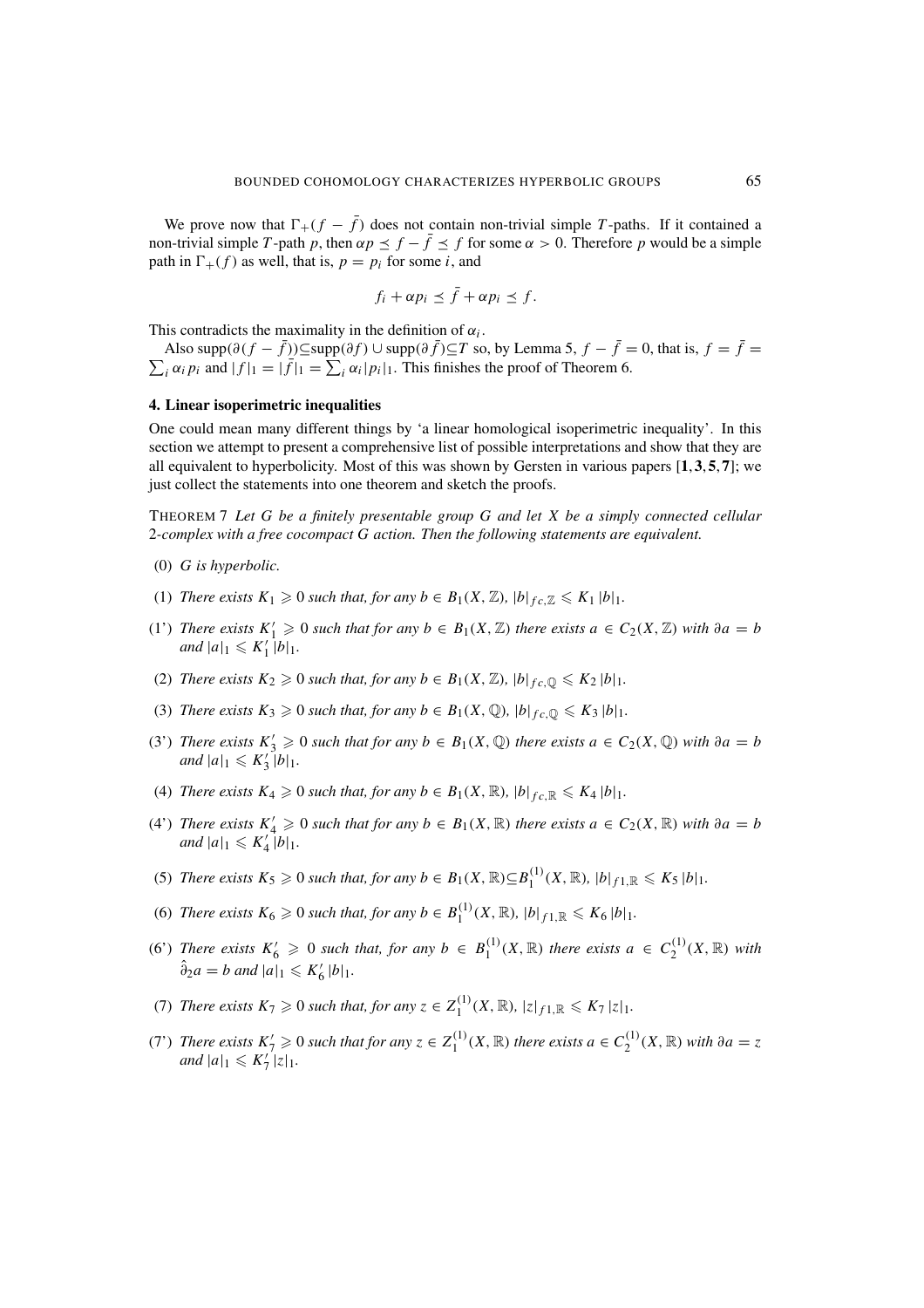We prove now that $\Gamma_+(f - \bar{f})$ does not contain non-trivial simple $T$-paths. If it contained a non-trivial simple $T$-path $p$, then $\alpha p \preceq f - \bar{f} \preceq f$ for some $\alpha > 0$. Therefore $p$ would be a simple path in $\Gamma_+(f)$ as well, that is, $p = p_i$ for some $i$, and

$$f_i + \alpha p_i \preceq \bar{f} + \alpha p_i \preceq f.$$

This contradicts the maximality in the definition of $\alpha_i$.

Also $\mathrm{supp}(\partial(f - \bar{f})) \subseteq \mathrm{supp}(\partial f) \cup \mathrm{supp}(\partial \bar{f}) \subseteq T$ so, by Lemma 5, $f - \bar{f} = 0$, that is, $f = \bar{f} = \sum_i \alpha_i p_i$ and $|f|_1 = |\bar{f}|_1 = \sum_i \alpha_i |p_i|_1$. This finishes the proof of Theorem 6.

## 4. Linear isoperimetric inequalities

One could mean many different things by 'a linear homological isoperimetric inequality'. In this section we attempt to present a comprehensive list of possible interpretations and show that they are all equivalent to hyperbolicity. Most of this was shown by Gersten in various papers [**1**, **3**, **5**, **7**]; we just collect the statements into one theorem and sketch the proofs.

THEOREM 7 *Let $G$ be a finitely presentable group $G$ and let $X$ be a simply connected cellular 2-complex with a free cocompact $G$ action. Then the following statements are equivalent.*

- (0) *$G$ is hyperbolic.*
- (1) *There exists $K_1 \geqslant 0$ such that, for any $b \in B_1(X, \mathbb{Z})$, $|b|_{fc,\mathbb{Z}} \leqslant K_1 |b|_1$.*
- (1') *There exists $K'_1 \geqslant 0$ such that for any $b \in B_1(X, \mathbb{Z})$ there exists $a \in C_2(X, \mathbb{Z})$ with $\partial a = b$ and $|a|_1 \leqslant K'_1 |b|_1$.*
- (2) *There exists $K_2 \geqslant 0$ such that, for any $b \in B_1(X, \mathbb{Z})$, $|b|_{fc,\mathbb{Q}} \leqslant K_2 |b|_1$.*
- (3) *There exists $K_3 \geqslant 0$ such that, for any $b \in B_1(X, \mathbb{Q})$, $|b|_{fc,\mathbb{Q}} \leqslant K_3 |b|_1$.*
- (3') *There exists $K'_3 \geqslant 0$ such that for any $b \in B_1(X, \mathbb{Q})$ there exists $a \in C_2(X, \mathbb{Q})$ with $\partial a = b$ and $|a|_1 \leqslant K'_3 |b|_1$.*
- (4) *There exists $K_4 \geqslant 0$ such that, for any $b \in B_1(X, \mathbb{R})$, $|b|_{fc,\mathbb{R}} \leqslant K_4 |b|_1$.*
- (4') *There exists $K'_4 \geqslant 0$ such that for any $b \in B_1(X, \mathbb{R})$ there exists $a \in C_2(X, \mathbb{R})$ with $\partial a = b$ and $|a|_1 \leqslant K'_4 |b|_1$.*
- (5) *There exists $K_5 \geqslant 0$ such that, for any $b \in B_1(X, \mathbb{R}) \subseteq B_1^{(1)}(X, \mathbb{R})$, $|b|_{f1,\mathbb{R}} \leqslant K_5 |b|_1$.*
- (6) *There exists $K_6 \geqslant 0$ such that, for any $b \in B_1^{(1)}(X, \mathbb{R})$, $|b|_{f1,\mathbb{R}} \leqslant K_6 |b|_1$.*
- (6') *There exists $K'_6 \geqslant 0$ such that, for any $b \in B_1^{(1)}(X, \mathbb{R})$ there exists $a \in C_2^{(1)}(X, \mathbb{R})$ with $\hat{\partial}_2 a = b$ and $|a|_1 \leqslant K'_6 |b|_1$.*
- (7) *There exists $K_7 \geqslant 0$ such that, for any $z \in Z_1^{(1)}(X, \mathbb{R})$, $|z|_{f1,\mathbb{R}} \leqslant K_7 |z|_1$.*
- (7') *There exists $K'_7 \geqslant 0$ such that for any $z \in Z_1^{(1)}(X, \mathbb{R})$ there exists $a \in C_2^{(1)}(X, \mathbb{R})$ with $\partial a = z$ and $|a|_1 \leqslant K'_7 |z|_1$.*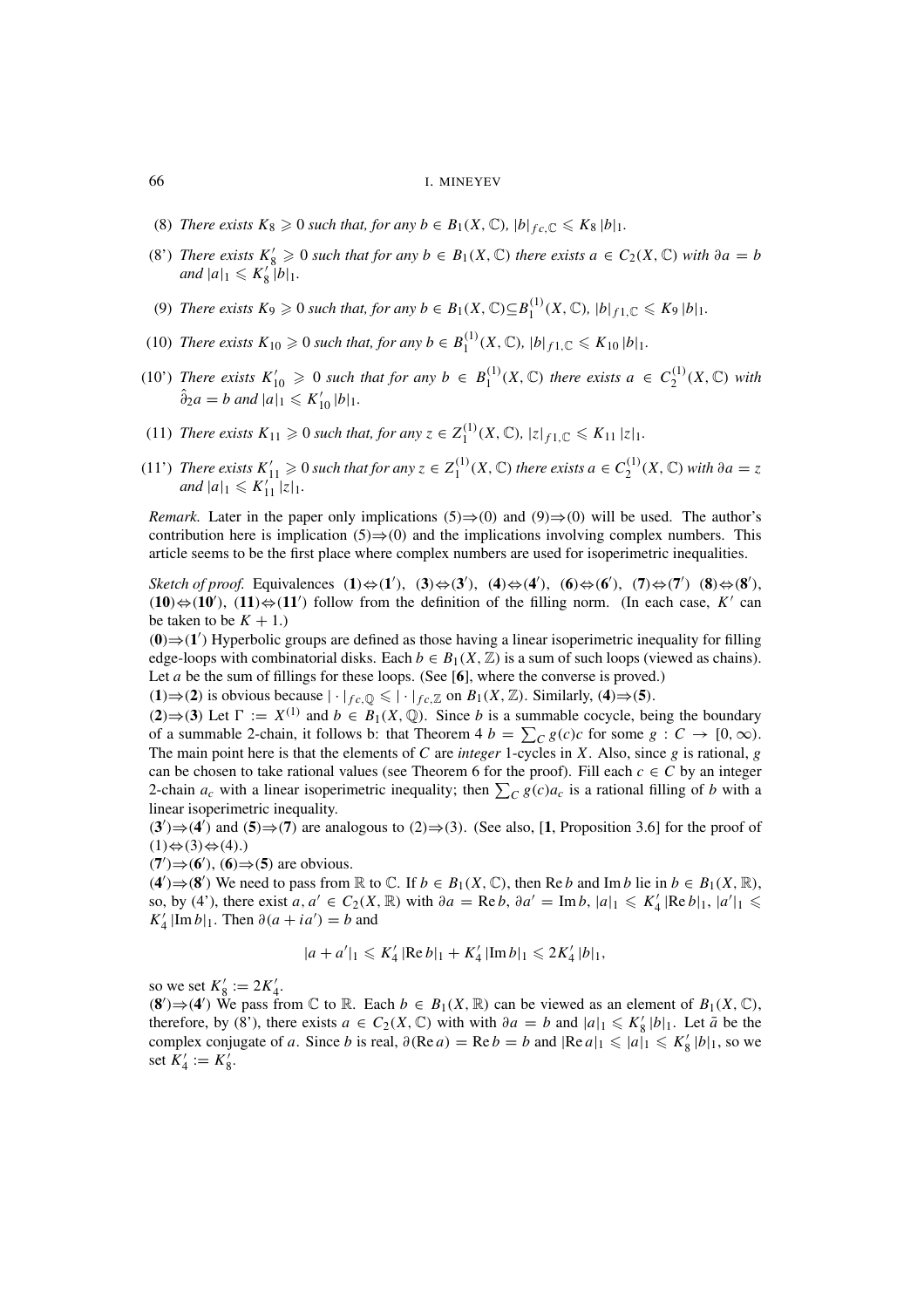(8) *There exists $K_8 \geqslant 0$ such that, for any $b \in B_1(X, \mathbb{C})$, $|b|_{fc,\mathbb{C}} \leqslant K_8 \, |b|_1$.*

(8') *There exists $K_8' \geqslant 0$ such that for any $b \in B_1(X, \mathbb{C})$ there exists $a \in C_2(X, \mathbb{C})$ with $\partial a = b$ and $|a|_1 \leqslant K_8' \, |b|_1$.*

(9) *There exists $K_9 \geqslant 0$ such that, for any $b \in B_1(X, \mathbb{C}) \subseteq B_1^{(1)}(X, \mathbb{C})$, $|b|_{f1,\mathbb{C}} \leqslant K_9 \, |b|_1$.*

(10) *There exists $K_{10} \geqslant 0$ such that, for any $b \in B_1^{(1)}(X, \mathbb{C})$, $|b|_{f1,\mathbb{C}} \leqslant K_{10} \, |b|_1$.*

(10') *There exists $K_{10}' \geqslant 0$ such that for any $b \in B_1^{(1)}(X, \mathbb{C})$ there exists $a \in C_2^{(1)}(X, \mathbb{C})$ with $\hat{\partial}_2 a = b$ and $|a|_1 \leqslant K_{10}' \, |b|_1$.*

(11) *There exists $K_{11} \geqslant 0$ such that, for any $z \in Z_1^{(1)}(X, \mathbb{C})$, $|z|_{f1,\mathbb{C}} \leqslant K_{11} \, |z|_1$.*

(11') *There exists $K_{11}' \geqslant 0$ such that for any $z \in Z_1^{(1)}(X, \mathbb{C})$ there exists $a \in C_2^{(1)}(X, \mathbb{C})$ with $\partial a = z$ and $|a|_1 \leqslant K_{11}' \, |z|_1$.*

*Remark.* Later in the paper only implications (5)⇒(0) and (9)⇒(0) will be used. The author's contribution here is implication (5)⇒(0) and the implications involving complex numbers. This article seems to be the first place where complex numbers are used for isoperimetric inequalities.

*Sketch of proof.* Equivalences **(1)**⇔**(1')**, **(3)**⇔**(3')**, **(4)**⇔**(4')**, **(6)**⇔**(6')**, **(7)**⇔**(7')** **(8)**⇔**(8')**, **(10)**⇔**(10')**, **(11)**⇔**(11')** follow from the definition of the filling norm. (In each case, $K'$ can be taken to be $K + 1$.)

**(0)**⇒**(1')** Hyperbolic groups are defined as those having a linear isoperimetric inequality for filling edge-loops with combinatorial disks. Each $b \in B_1(X, \mathbb{Z})$ is a sum of such loops (viewed as chains). Let $a$ be the sum of fillings for these loops. (See [**6**], where the converse is proved.)

**(1)**⇒**(2)** is obvious because $|\cdot|_{fc,\mathbb{Q}} \leqslant |\cdot|_{fc,\mathbb{Z}}$ on $B_1(X, \mathbb{Z})$. Similarly, **(4)**⇒**(5)**.

**(2)**⇒**(3)** Let $\Gamma := X^{(1)}$ and $b \in B_1(X, \mathbb{Q})$. Since $b$ is a summable cocycle, being the boundary of a summable 2-chain, it follows b: that Theorem 4 $b = \sum_C g(c)c$ for some $g : C \to [0, \infty)$. The main point here is that the elements of $C$ are *integer* 1-cycles in $X$. Also, since $g$ is rational, $g$ can be chosen to take rational values (see Theorem 6 for the proof). Fill each $c \in C$ by an integer 2-chain $a_c$ with a linear isoperimetric inequality; then $\sum_C g(c) a_c$ is a rational filling of $b$ with a linear isoperimetric inequality.

**(3')**⇒**(4')** and **(5)**⇒**(7)** are analogous to (2)⇒(3). (See also, [**1**, Proposition 3.6] for the proof of (1)⇔(3)⇔(4).)

**(7')**⇒**(6')**, **(6)**⇒**(5)** are obvious.

**(4')**⇒**(8')** We need to pass from $\mathbb{R}$ to $\mathbb{C}$. If $b \in B_1(X, \mathbb{C})$, then $\operatorname{Re} b$ and $\operatorname{Im} b$ lie in $b \in B_1(X, \mathbb{R})$, so, by (4'), there exist $a, a' \in C_2(X, \mathbb{R})$ with $\partial a = \operatorname{Re} b$, $\partial a' = \operatorname{Im} b$, $|a|_1 \leqslant K_4' \, |\operatorname{Re} b|_1$, $|a'|_1 \leqslant K_4' \, |\operatorname{Im} b|_1$. Then $\partial(a + ia') = b$ and

$$|a + a'|_1 \leqslant K_4' \, |\operatorname{Re} b|_1 + K_4' \, |\operatorname{Im} b|_1 \leqslant 2K_4' \, |b|_1,$$

so we set $K_8' := 2K_4'$.

**(8')**⇒**(4')** We pass from $\mathbb{C}$ to $\mathbb{R}$. Each $b \in B_1(X, \mathbb{R})$ can be viewed as an element of $B_1(X, \mathbb{C})$, therefore, by (8'), there exists $a \in C_2(X, \mathbb{C})$ with with $\partial a = b$ and $|a|_1 \leqslant K_8' \, |b|_1$. Let $\bar{a}$ be the complex conjugate of $a$. Since $b$ is real, $\partial(\operatorname{Re} a) = \operatorname{Re} b = b$ and $|\operatorname{Re} a|_1 \leqslant |a|_1 \leqslant K_8' \, |b|_1$, so we set $K_4' := K_8'$.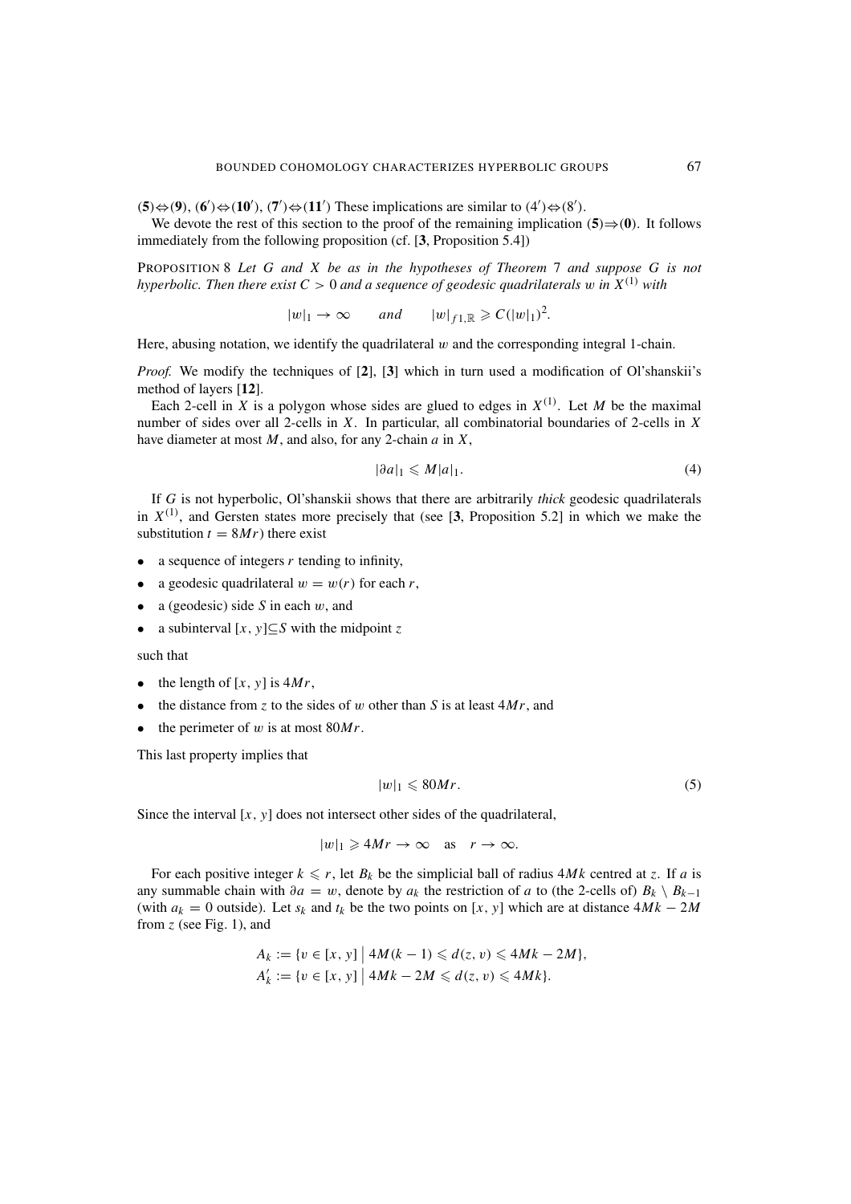**(5)**⇔**(9)**, **(6′)**⇔**(10′)**, **(7′)**⇔**(11′)** These implications are similar to (4′)⇔(8′).

We devote the rest of this section to the proof of the remaining implication **(5)**⇒**(0)**. It follows immediately from the following proposition (cf. [**3**, Proposition 5.4])

PROPOSITION 8 *Let $G$ and $X$ be as in the hypotheses of Theorem 7 and suppose $G$ is not hyperbolic. Then there exist $C > 0$ and a sequence of geodesic quadrilaterals $w$ in $X^{(1)}$ with*

$$|w|_1 \to \infty \qquad and \qquad |w|_{f1,\mathbb{R}} \geqslant C(|w|_1)^2.$$

Here, abusing notation, we identify the quadrilateral $w$ and the corresponding integral 1-chain.

*Proof.* We modify the techniques of [**2**], [**3**] which in turn used a modification of Ol'shanskii's method of layers [**12**].

Each 2-cell in $X$ is a polygon whose sides are glued to edges in $X^{(1)}$. Let $M$ be the maximal number of sides over all 2-cells in $X$. In particular, all combinatorial boundaries of 2-cells in $X$ have diameter at most $M$, and also, for any 2-chain $a$ in $X$,

$$|\partial a|_1 \leqslant M|a|_1. \tag{4}$$

If $G$ is not hyperbolic, Ol'shanskii shows that there are arbitrarily *thick* geodesic quadrilaterals in $X^{(1)}$, and Gersten states more precisely that (see [**3**, Proposition 5.2] in which we make the substitution $t = 8Mr$) there exist

- a sequence of integers $r$ tending to infinity,
- a geodesic quadrilateral $w = w(r)$ for each $r$,
- a (geodesic) side $S$ in each $w$, and
- a subinterval $[x, y] \subseteq S$ with the midpoint $z$

such that

- the length of $[x, y]$ is $4Mr$,
- the distance from $z$ to the sides of $w$ other than $S$ is at least $4Mr$, and
- the perimeter of $w$ is at most $80Mr$.

This last property implies that

$$|w|_1 \leqslant 80Mr. \tag{5}$$

Since the interval $[x, y]$ does not intersect other sides of the quadrilateral,

$$|w|_1 \geqslant 4Mr \to \infty \quad \text{as} \quad r \to \infty.$$

For each positive integer $k \leqslant r$, let $B_k$ be the simplicial ball of radius $4Mk$ centred at $z$. If $a$ is any summable chain with $\partial a = w$, denote by $a_k$ the restriction of $a$ to (the 2-cells of) $B_k \setminus B_{k-1}$ (with $a_k = 0$ outside). Let $s_k$ and $t_k$ be the two points on $[x, y]$ which are at distance $4Mk - 2M$ from $z$ (see Fig. 1), and

$$A_k := \{v \in [x, y] \mid 4M(k-1) \leqslant d(z, v) \leqslant 4Mk - 2M\},$$
$$A'_k := \{v \in [x, y] \mid 4Mk - 2M \leqslant d(z, v) \leqslant 4Mk\}.$$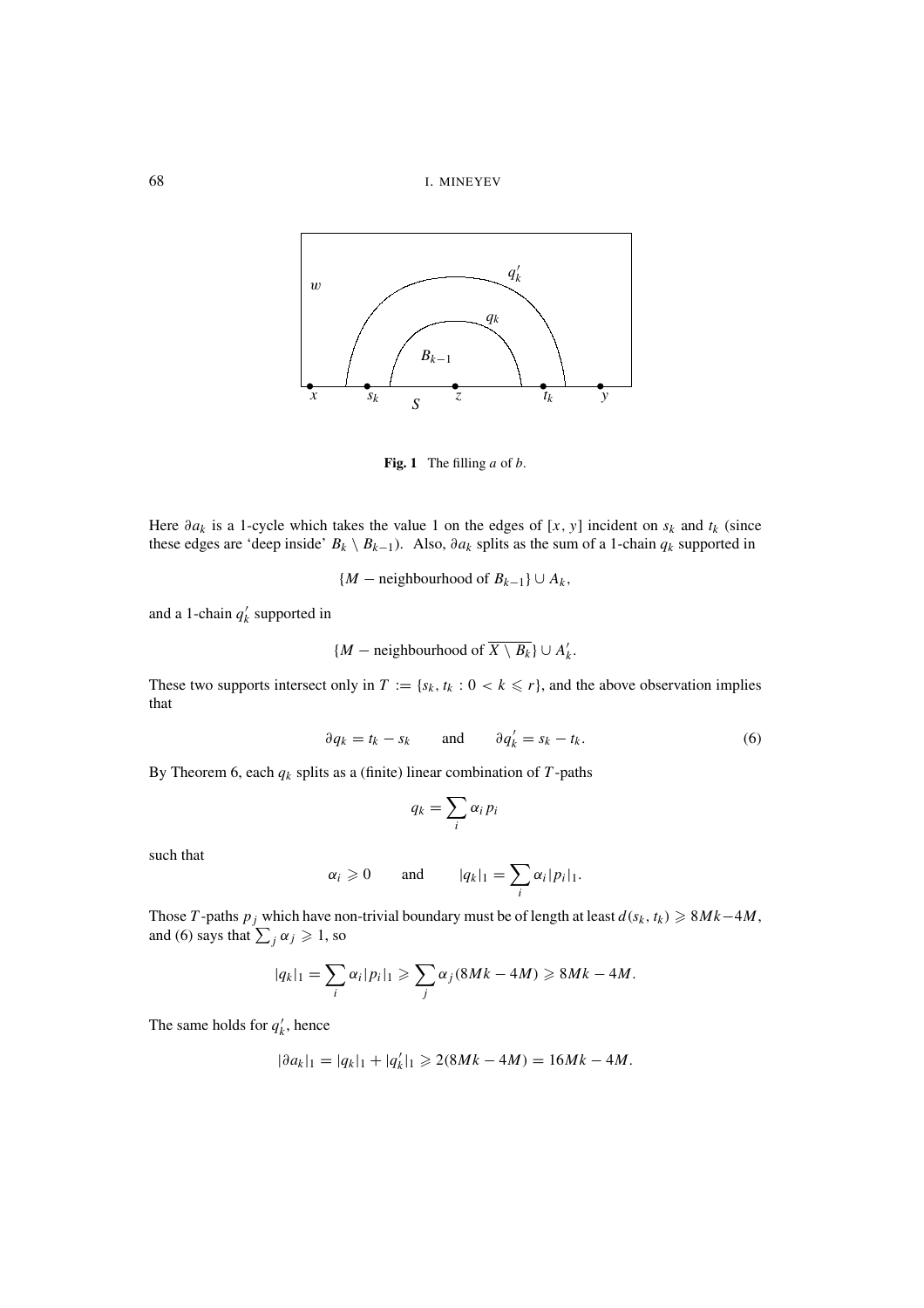**Fig. 1** The filling $a$ of $b$.

Here $\partial a_k$ is a 1-cycle which takes the value 1 on the edges of $[x, y]$ incident on $s_k$ and $t_k$ (since these edges are 'deep inside' $B_k \setminus B_{k-1}$). Also, $\partial a_k$ splits as the sum of a 1-chain $q_k$ supported in

$$\{M - \text{neighbourhood of } B_{k-1}\} \cup A_k,$$

and a 1-chain $q'_k$ supported in

$$\{M - \text{neighbourhood of } \overline{X \setminus B_k}\} \cup A'_k.$$

These two supports intersect only in $T := \{s_k, t_k : 0 < k \leqslant r\}$, and the above observation implies that

$$\partial q_k = t_k - s_k \qquad \text{and} \qquad \partial q'_k = s_k - t_k. \tag{6}$$

By Theorem 6, each $q_k$ splits as a (finite) linear combination of $T$-paths

$$q_k = \sum_i \alpha_i p_i$$

such that

$$\alpha_i \geqslant 0 \qquad \text{and} \qquad |q_k|_1 = \sum_i \alpha_i |p_i|_1.$$

Those $T$-paths $p_j$ which have non-trivial boundary must be of length at least $d(s_k, t_k) \geqslant 8Mk - 4M$, and (6) says that $\sum_j \alpha_j \geqslant 1$, so

$$|q_k|_1 = \sum_i \alpha_i |p_i|_1 \geqslant \sum_j \alpha_j (8Mk - 4M) \geqslant 8Mk - 4M.$$

The same holds for $q'_k$, hence

$$|\partial a_k|_1 = |q_k|_1 + |q'_k|_1 \geqslant 2(8Mk - 4M) = 16Mk - 4M.$$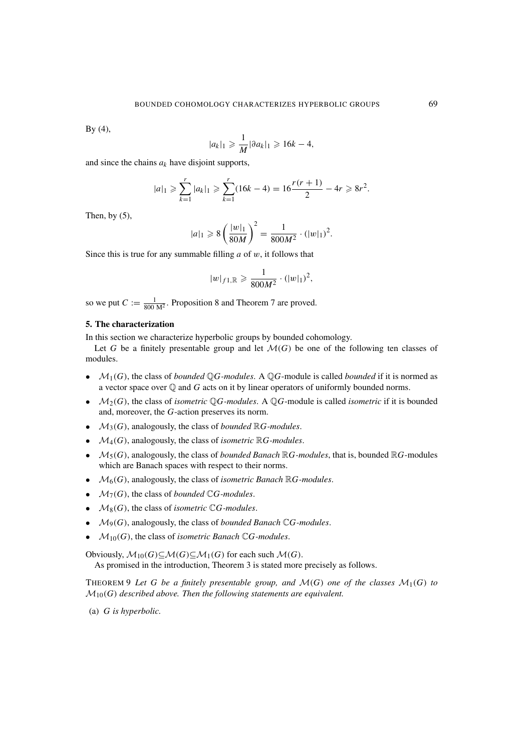By (4),

$$|a_k|_1 \geqslant \frac{1}{M}|\partial a_k|_1 \geqslant 16k - 4,$$

and since the chains $a_k$ have disjoint supports,

$$|a|_1 \geqslant \sum_{k=1}^{r} |a_k|_1 \geqslant \sum_{k=1}^{r}(16k-4) = 16\frac{r(r+1)}{2} - 4r \geqslant 8r^2.$$

Then, by (5),

$$|a|_1 \geqslant 8\left(\frac{|w|_1}{80M}\right)^2 = \frac{1}{800M^2} \cdot (|w|_1)^2.$$

Since this is true for any summable filling $a$ of $w$, it follows that

$$|w|_{f1,\mathbb{R}} \geqslant \frac{1}{800M^2} \cdot (|w|_1)^2,$$

so we put $C := \frac{1}{800\,\mathrm{M}^2}$. Proposition 8 and Theorem 7 are proved.

## 5. The characterization

In this section we characterize hyperbolic groups by bounded cohomology.

Let $G$ be a finitely presentable group and let $\mathcal{M}(G)$ be one of the following ten classes of modules.

- $\mathcal{M}_1(G)$, the class of *bounded* $\mathbb{Q}G$*-modules*. A $\mathbb{Q}G$-module is called *bounded* if it is normed as a vector space over $\mathbb{Q}$ and $G$ acts on it by linear operators of uniformly bounded norms.
- $\mathcal{M}_2(G)$, the class of *isometric* $\mathbb{Q}G$*-modules*. A $\mathbb{Q}G$-module is called *isometric* if it is bounded and, moreover, the $G$-action preserves its norm.
- $\mathcal{M}_3(G)$, analogously, the class of *bounded* $\mathbb{R}G$*-modules*.
- $\mathcal{M}_4(G)$, analogously, the class of *isometric* $\mathbb{R}G$*-modules*.
- $\mathcal{M}_5(G)$, analogously, the class of *bounded Banach* $\mathbb{R}G$*-modules*, that is, bounded $\mathbb{R}G$-modules which are Banach spaces with respect to their norms.
- $\mathcal{M}_6(G)$, analogously, the class of *isometric Banach* $\mathbb{R}G$*-modules*.
- $\mathcal{M}_7(G)$, the class of *bounded* $\mathbb{C}G$*-modules*.
- $\mathcal{M}_8(G)$, the class of *isometric* $\mathbb{C}G$*-modules*.
- $\mathcal{M}_9(G)$, analogously, the class of *bounded Banach* $\mathbb{C}G$*-modules*.
- $\mathcal{M}_{10}(G)$, the class of *isometric Banach* $\mathbb{C}G$*-modules*.

Obviously, $\mathcal{M}_{10}(G) \subseteq \mathcal{M}(G) \subseteq \mathcal{M}_1(G)$ for each such $\mathcal{M}(G)$.

As promised in the introduction, Theorem 3 is stated more precisely as follows.

THEOREM 9 *Let $G$ be a finitely presentable group, and $\mathcal{M}(G)$ one of the classes $\mathcal{M}_1(G)$ to $\mathcal{M}_{10}(G)$ described above. Then the following statements are equivalent.*

(a) *$G$ is hyperbolic.*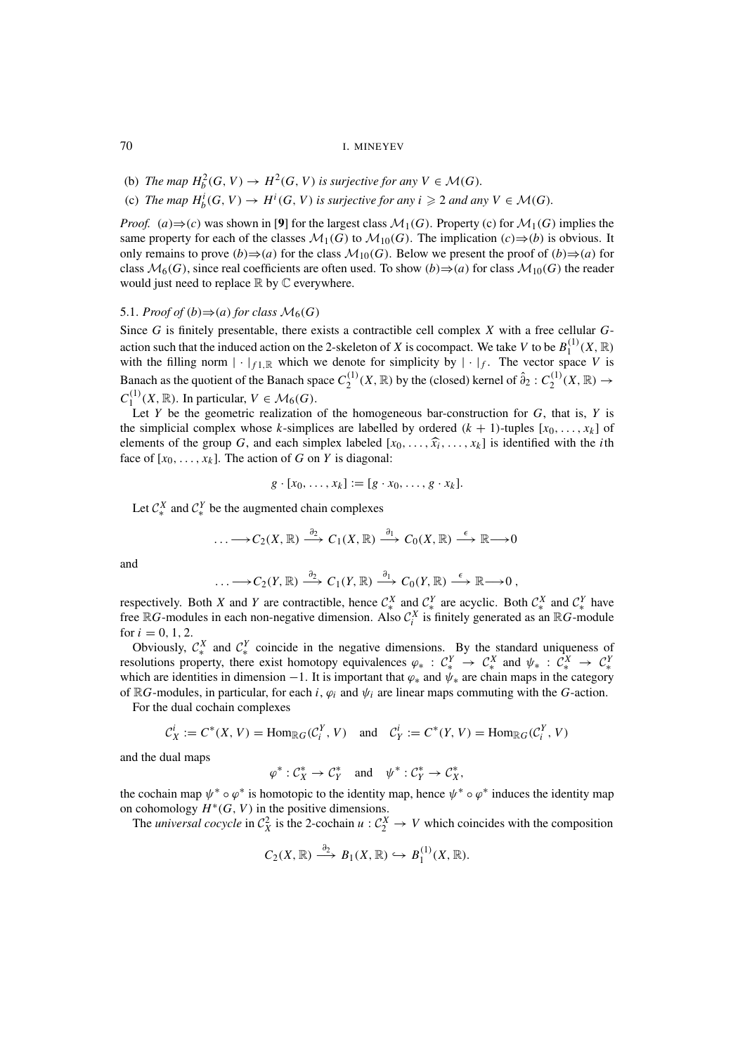(b) *The map* $H_b^2(G, V) \to H^2(G, V)$ *is surjective for any* $V \in \mathcal{M}(G)$.

(c) *The map* $H_b^i(G, V) \to H^i(G, V)$ *is surjective for any* $i \geqslant 2$ *and any* $V \in \mathcal{M}(G)$.

*Proof.* $(a) \Rightarrow (c)$ was shown in [**9**] for the largest class $\mathcal{M}_1(G)$. Property (c) for $\mathcal{M}_1(G)$ implies the same property for each of the classes $\mathcal{M}_1(G)$ to $\mathcal{M}_{10}(G)$. The implication $(c) \Rightarrow (b)$ is obvious. It only remains to prove $(b) \Rightarrow (a)$ for the class $\mathcal{M}_{10}(G)$. Below we present the proof of $(b) \Rightarrow (a)$ for class $\mathcal{M}_6(G)$, since real coefficients are often used. To show $(b) \Rightarrow (a)$ for class $\mathcal{M}_{10}(G)$ the reader would just need to replace $\mathbb{R}$ by $\mathbb{C}$ everywhere.

## 5.1. *Proof of* $(b) \Rightarrow (a)$ *for class* $\mathcal{M}_6(G)$

Since $G$ is finitely presentable, there exists a contractible cell complex $X$ with a free cellular $G$-action such that the induced action on the 2-skeleton of $X$ is cocompact. We take $V$ to be $B_1^{(1)}(X, \mathbb{R})$ with the filling norm $|\cdot|_{f1,\mathbb{R}}$ which we denote for simplicity by $|\cdot|_f$. The vector space $V$ is Banach as the quotient of the Banach space $C_2^{(1)}(X, \mathbb{R})$ by the (closed) kernel of $\hat{\partial}_2 : C_2^{(1)}(X, \mathbb{R}) \to C_1^{(1)}(X, \mathbb{R})$. In particular, $V \in \mathcal{M}_6(G)$.

Let $Y$ be the geometric realization of the homogeneous bar-construction for $G$, that is, $Y$ is the simplicial complex whose $k$-simplices are labelled by ordered $(k+1)$-tuples $[x_0, \ldots, x_k]$ of elements of the group $G$, and each simplex labeled $[x_0, \ldots, \widehat{x_i}, \ldots, x_k]$ is identified with the $i$th face of $[x_0, \ldots, x_k]$. The action of $G$ on $Y$ is diagonal:

$$g \cdot [x_0, \ldots, x_k] := [g \cdot x_0, \ldots, g \cdot x_k].$$

Let $\mathcal{C}_*^X$ and $\mathcal{C}_*^Y$ be the augmented chain complexes

$$\ldots \longrightarrow C_2(X, \mathbb{R}) \xrightarrow{\partial_2} C_1(X, \mathbb{R}) \xrightarrow{\partial_1} C_0(X, \mathbb{R}) \xrightarrow{\epsilon} \mathbb{R} \longrightarrow 0$$

and

$$\ldots \longrightarrow C_2(Y, \mathbb{R}) \xrightarrow{\partial_2} C_1(Y, \mathbb{R}) \xrightarrow{\partial_1} C_0(Y, \mathbb{R}) \xrightarrow{\epsilon} \mathbb{R} \longrightarrow 0\,,$$

respectively. Both $X$ and $Y$ are contractible, hence $\mathcal{C}_*^X$ and $\mathcal{C}_*^Y$ are acyclic. Both $\mathcal{C}_*^X$ and $\mathcal{C}_*^Y$ have free $\mathbb{R}G$-modules in each non-negative dimension. Also $\mathcal{C}_i^X$ is finitely generated as an $\mathbb{R}G$-module for $i = 0, 1, 2$.

Obviously, $\mathcal{C}_*^X$ and $\mathcal{C}_*^Y$ coincide in the negative dimensions. By the standard uniqueness of resolutions property, there exist homotopy equivalences $\varphi_* : \mathcal{C}_*^Y \to \mathcal{C}_*^X$ and $\psi_* : \mathcal{C}_*^X \to \mathcal{C}_*^Y$ which are identities in dimension $-1$. It is important that $\varphi_*$ and $\psi_*$ are chain maps in the category of $\mathbb{R}G$-modules, in particular, for each $i$, $\varphi_i$ and $\psi_i$ are linear maps commuting with the $G$-action.

For the dual cochain complexes

$$\mathcal{C}_X^i := C^*(X, V) = \mathrm{Hom}_{\mathbb{R}G}(\mathcal{C}_i^Y, V) \quad \text{and} \quad \mathcal{C}_Y^i := C^*(Y, V) = \mathrm{Hom}_{\mathbb{R}G}(\mathcal{C}_i^Y, V)$$

and the dual maps

$$\varphi^* : \mathcal{C}_X^* \to \mathcal{C}_Y^* \quad \text{and} \quad \psi^* : \mathcal{C}_Y^* \to \mathcal{C}_X^*,$$

the cochain map $\psi^* \circ \varphi^*$ is homotopic to the identity map, hence $\psi^* \circ \varphi^*$ induces the identity map on cohomology $H^*(G, V)$ in the positive dimensions.

The *universal cocycle* in $\mathcal{C}_X^2$ is the 2-cochain $u : \mathcal{C}_2^X \to V$ which coincides with the composition

$$C_2(X, \mathbb{R}) \xrightarrow{\partial_2} B_1(X, \mathbb{R}) \hookrightarrow B_1^{(1)}(X, \mathbb{R}).$$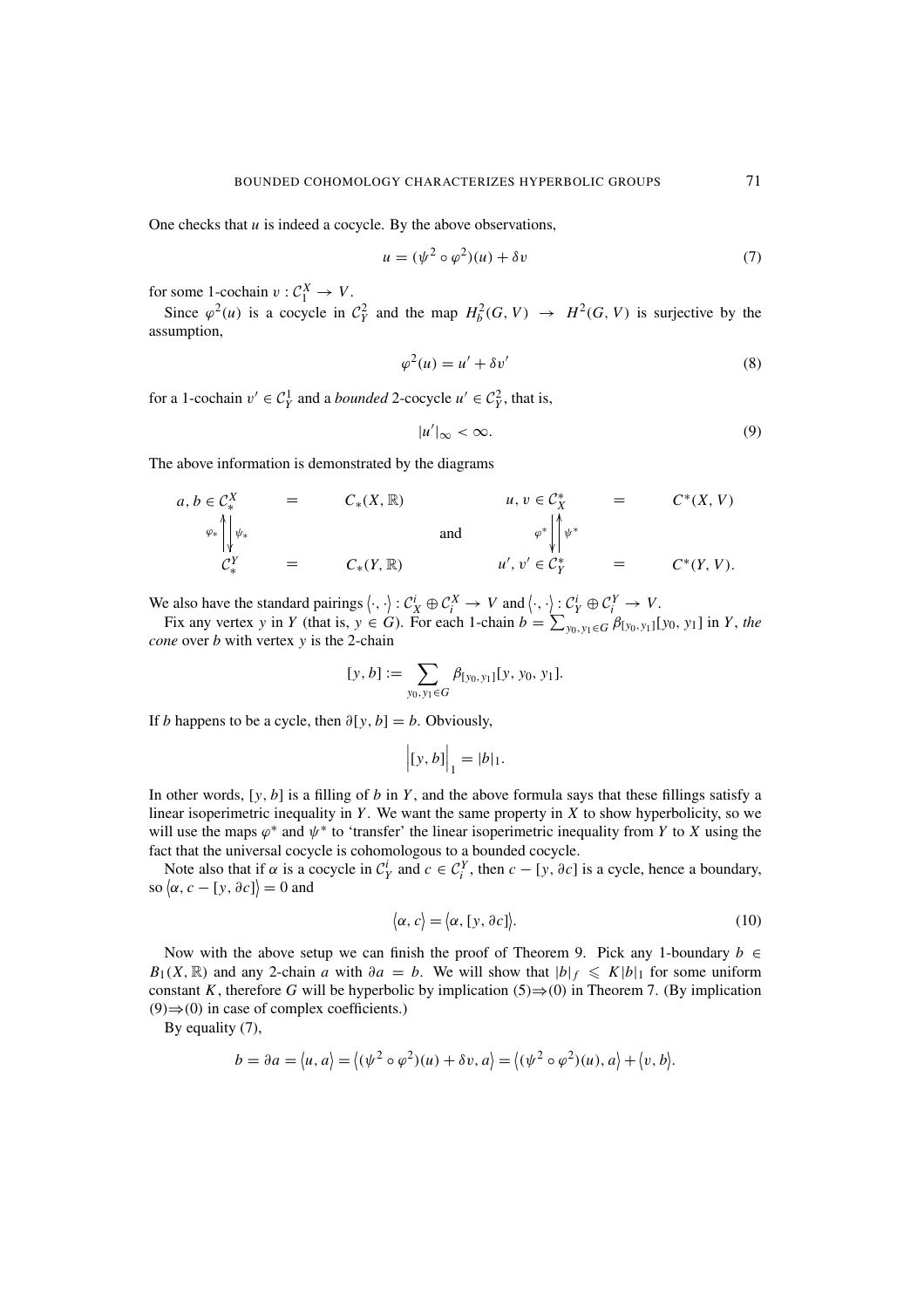One checks that $u$ is indeed a cocycle. By the above observations,

$$u = (\psi^2 \circ \varphi^2)(u) + \delta v \tag{7}$$

for some 1-cochain $v : \mathcal{C}_1^X \to V$.

Since $\varphi^2(u)$ is a cocycle in $\mathcal{C}_Y^2$ and the map $H_b^2(G, V) \to H^2(G, V)$ is surjective by the assumption,

$$\varphi^2(u) = u' + \delta v' \tag{8}$$

for a 1-cochain $v' \in \mathcal{C}_Y^1$ and a *bounded* 2-cocycle $u' \in \mathcal{C}_Y^2$, that is,

$$|u'|_\infty < \infty. \tag{9}$$

The above information is demonstrated by the diagrams

$$\begin{array}{ccc} a, b \in \mathcal{C}_*^X & = & C_*(X, \mathbb{R}) \\ \varphi_* \Big\uparrow \Big\downarrow \psi_* & & \\ \mathcal{C}_*^Y & = & C_*(Y, \mathbb{R}) \end{array} \qquad \text{and} \qquad \begin{array}{ccc} u, v \in \mathcal{C}_X^* & = & C^*(X, V) \\ \varphi^* \Big\downarrow \Big\uparrow \psi^* & & \\ u', v' \in \mathcal{C}_Y^* & = & C^*(Y, V). \end{array}$$

We also have the standard pairings $\langle \cdot, \cdot \rangle : \mathcal{C}_X^i \oplus \mathcal{C}_i^X \to V$ and $\langle \cdot, \cdot \rangle : \mathcal{C}_Y^i \oplus \mathcal{C}_i^Y \to V$.

Fix any vertex $y$ in $Y$ (that is, $y \in G$). For each 1-chain $b = \sum_{y_0, y_1 \in G} \beta_{[y_0, y_1]}[y_0, y_1]$ in $Y$, *the cone* over $b$ with vertex $y$ is the 2-chain

$$[y, b] := \sum_{y_0, y_1 \in G} \beta_{[y_0, y_1]}[y, y_0, y_1].$$

If $b$ happens to be a cycle, then $\partial[y, b] = b$. Obviously,

$$\Big|[y, b]\Big|_1 = |b|_1.$$

In other words, $[y, b]$ is a filling of $b$ in $Y$, and the above formula says that these fillings satisfy a linear isoperimetric inequality in $Y$. We want the same property in $X$ to show hyperbolicity, so we will use the maps $\varphi^*$ and $\psi^*$ to 'transfer' the linear isoperimetric inequality from $Y$ to $X$ using the fact that the universal cocycle is cohomologous to a bounded cocycle.

Note also that if $\alpha$ is a cocycle in $\mathcal{C}_Y^i$ and $c \in \mathcal{C}_i^Y$, then $c - [y, \partial c]$ is a cycle, hence a boundary, so $\langle \alpha, c - [y, \partial c] \rangle = 0$ and

$$\langle \alpha, c \rangle = \langle \alpha, [y, \partial c] \rangle. \tag{10}$$

Now with the above setup we can finish the proof of Theorem 9. Pick any 1-boundary $b \in B_1(X, \mathbb{R})$ and any 2-chain $a$ with $\partial a = b$. We will show that $|b|_f \leqslant K|b|_1$ for some uniform constant $K$, therefore $G$ will be hyperbolic by implication (5)⇒(0) in Theorem 7. (By implication (9)⇒(0) in case of complex coefficients.)

By equality (7),

$$b = \partial a = \langle u, a \rangle = \langle (\psi^2 \circ \varphi^2)(u) + \delta v, a \rangle = \langle (\psi^2 \circ \varphi^2)(u), a \rangle + \langle v, b \rangle.$$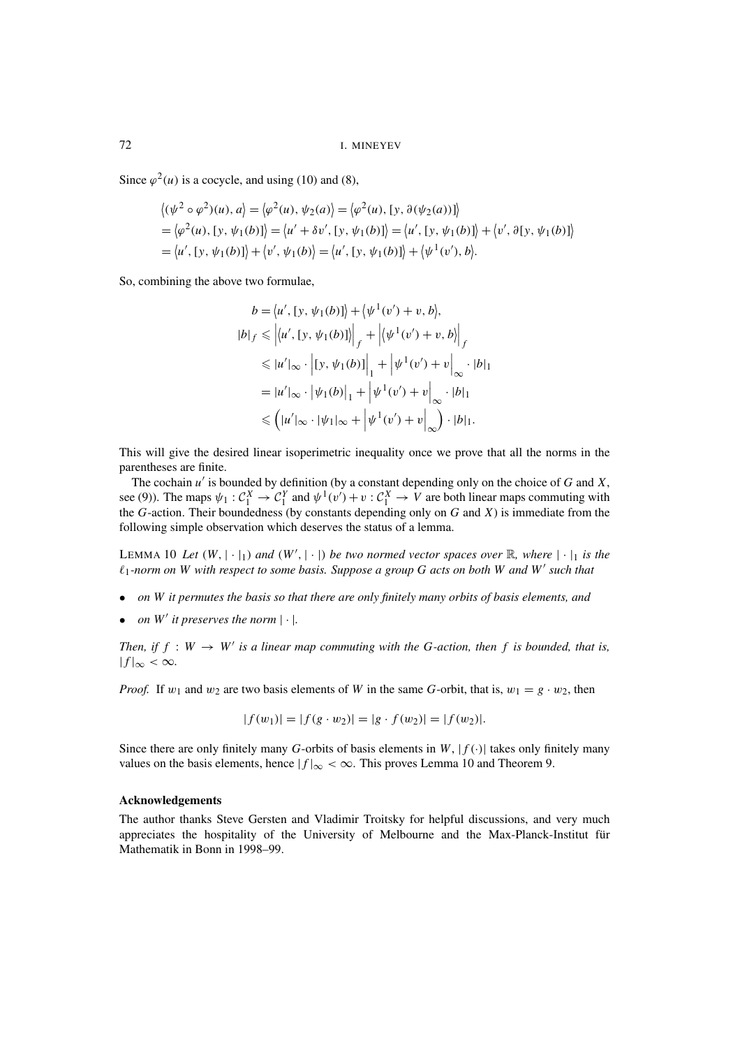Since $\varphi^2(u)$ is a cocycle, and using (10) and (8),

$$
\begin{aligned}
&\langle (\psi^2 \circ \varphi^2)(u), a\rangle = \langle \varphi^2(u), \psi_2(a)\rangle = \langle \varphi^2(u), [y, \partial(\psi_2(a))]\rangle \\
&= \langle \varphi^2(u), [y, \psi_1(b)]\rangle = \langle u' + \delta v', [y, \psi_1(b)]\rangle = \langle u', [y, \psi_1(b)]\rangle + \langle v', \partial[y, \psi_1(b)]\rangle \\
&= \langle u', [y, \psi_1(b)]\rangle + \langle v', \psi_1(b)\rangle = \langle u', [y, \psi_1(b)]\rangle + \langle \psi^1(v'), b\rangle.
\end{aligned}
$$

So, combining the above two formulae,

$$
\begin{aligned}
b &= \langle u', [y, \psi_1(b)]\rangle + \langle \psi^1(v') + v, b\rangle, \\
|b|_f &\leqslant \left|\langle u', [y, \psi_1(b)]\rangle\right|_f + \left|\langle \psi^1(v') + v, b\rangle\right|_f \\
&\leqslant |u'|_\infty \cdot \left|[y, \psi_1(b)]\right|_1 + \left|\psi^1(v') + v\right|_\infty \cdot |b|_1 \\
&= |u'|_\infty \cdot \left|\psi_1(b)\right|_1 + \left|\psi^1(v') + v\right|_\infty \cdot |b|_1 \\
&\leqslant \left(|u'|_\infty \cdot |\psi_1|_\infty + \left|\psi^1(v') + v\right|_\infty\right) \cdot |b|_1.
\end{aligned}
$$

This will give the desired linear isoperimetric inequality once we prove that all the norms in the parentheses are finite.

The cochain $u'$ is bounded by definition (by a constant depending only on the choice of $G$ and $X$, see (9)). The maps $\psi_1 : \mathcal{C}_1^X \to \mathcal{C}_1^Y$ and $\psi^1(v') + v : \mathcal{C}_1^X \to V$ are both linear maps commuting with the $G$-action. Their boundedness (by constants depending only on $G$ and $X$) is immediate from the following simple observation which deserves the status of a lemma.

LEMMA 10 *Let $(W, |\cdot|_1)$ and $(W', |\cdot|)$ be two normed vector spaces over $\mathbb{R}$, where $|\cdot|_1$ is the $\ell_1$-norm on $W$ with respect to some basis. Suppose a group $G$ acts on both $W$ and $W'$ such that*

- *on $W$ it permutes the basis so that there are only finitely many orbits of basis elements, and*
- *on $W'$ it preserves the norm $|\cdot|$.*

*Then, if $f : W \to W'$ is a linear map commuting with the $G$-action, then $f$ is bounded, that is, $|f|_\infty < \infty$.*

*Proof.* If $w_1$ and $w_2$ are two basis elements of $W$ in the same $G$-orbit, that is, $w_1 = g \cdot w_2$, then

$$
|f(w_1)| = |f(g \cdot w_2)| = |g \cdot f(w_2)| = |f(w_2)|.
$$

Since there are only finitely many $G$-orbits of basis elements in $W$, $|f(\cdot)|$ takes only finitely many values on the basis elements, hence $|f|_\infty < \infty$. This proves Lemma 10 and Theorem 9.

### Acknowledgements

The author thanks Steve Gersten and Vladimir Troitsky for helpful discussions, and very much appreciates the hospitality of the University of Melbourne and the Max-Planck-Institut für Mathematik in Bonn in 1998–99.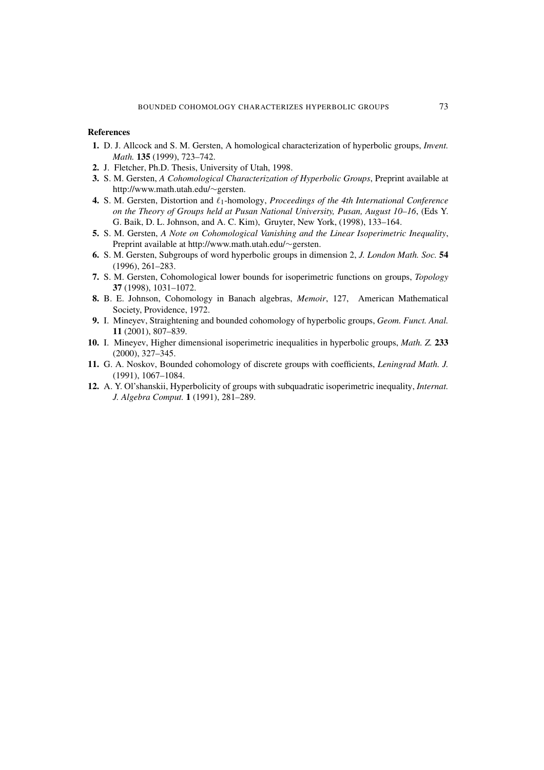## References

1. D. J. Allcock and S. M. Gersten, A homological characterization of hyperbolic groups, *Invent. Math.* **135** (1999), 723–742.
2. J. Fletcher, Ph.D. Thesis, University of Utah, 1998.
3. S. M. Gersten, *A Cohomological Characterization of Hyperbolic Groups*, Preprint available at http://www.math.utah.edu/∼gersten.
4. S. M. Gersten, Distortion and $\ell_1$-homology, *Proceedings of the 4th International Conference on the Theory of Groups held at Pusan National University, Pusan, August 10–16*, (Eds Y. G. Baik, D. L. Johnson, and A. C. Kim), Gruyter, New York, (1998), 133–164.
5. S. M. Gersten, *A Note on Cohomological Vanishing and the Linear Isoperimetric Inequality*, Preprint available at http://www.math.utah.edu/∼gersten.
6. S. M. Gersten, Subgroups of word hyperbolic groups in dimension 2, *J. London Math. Soc.* **54** (1996), 261–283.
7. S. M. Gersten, Cohomological lower bounds for isoperimetric functions on groups, *Topology* **37** (1998), 1031–1072.
8. B. E. Johnson, Cohomology in Banach algebras, *Memoir*, 127, American Mathematical Society, Providence, 1972.
9. I. Mineyev, Straightening and bounded cohomology of hyperbolic groups, *Geom. Funct. Anal.* **11** (2001), 807–839.
10. I. Mineyev, Higher dimensional isoperimetric inequalities in hyperbolic groups, *Math. Z.* **233** (2000), 327–345.
11. G. A. Noskov, Bounded cohomology of discrete groups with coefficients, *Leningrad Math. J.* (1991), 1067–1084.
12. A. Y. Ol'shanskii, Hyperbolicity of groups with subquadratic isoperimetric inequality, *Internat. J. Algebra Comput.* **1** (1991), 281–289.